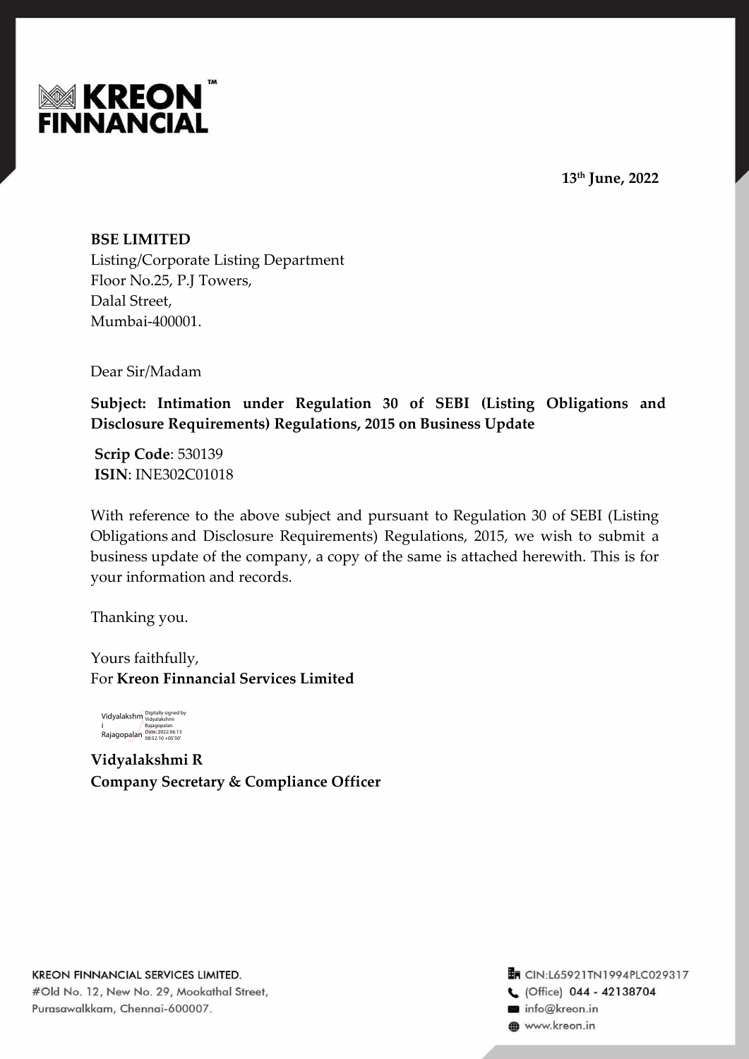**13th June, 2022**

**BSE LIMITED**
Listing/Corporate Listing Department
Floor No.25, P.J Towers,
Dalal Street,
Mumbai-400001.

Dear Sir/Madam

**Subject: Intimation under Regulation 30 of SEBI (Listing Obligations and Disclosure Requirements) Regulations, 2015 on Business Update**

**Scrip Code**: 530139
**ISIN**: INE302C01018

With reference to the above subject and pursuant to Regulation 30 of SEBI (Listing Obligations and Disclosure Requirements) Regulations, 2015, we wish to submit a business update of the company, a copy of the same is attached herewith. This is for your information and records.

Thanking you.

Yours faithfully,
For **Kreon Finnancial Services Limited**

Vidyalakshmi Rajagopalan Digitally signed by Vidyalakshmi Rajagopalan Date: 2022.06.13 08:52:10 +05'30'

**Vidyalakshmi R**
**Company Secretary & Compliance Officer**

KREON FINNANCIAL SERVICES LIMITED.
#Old No. 12, New No. 29, Mookathal Street,
Purasawalkkam, Chennai-600007.

CIN:L65921TN1994PLC029317
(Office) 044 - 42138704
info@kreon.in
www.kreon.in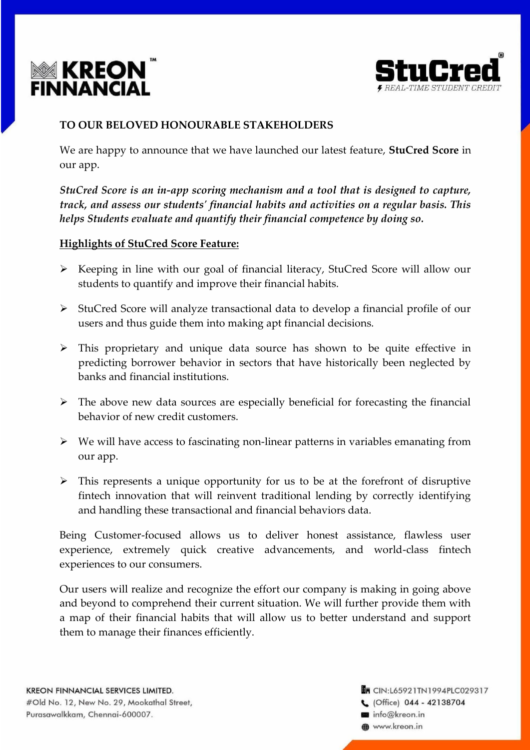**TO OUR BELOVED HONOURABLE STAKEHOLDERS**

We are happy to announce that we have launched our latest feature, **StuCred Score** in our app.

***StuCred Score is an in-app scoring mechanism and a tool that is designed to capture, track, and assess our students' financial habits and activities on a regular basis. This helps Students evaluate and quantify their financial competence by doing so.***

**Highlights of StuCred Score Feature:**

- Keeping in line with our goal of financial literacy, StuCred Score will allow our students to quantify and improve their financial habits.
- StuCred Score will analyze transactional data to develop a financial profile of our users and thus guide them into making apt financial decisions.
- This proprietary and unique data source has shown to be quite effective in predicting borrower behavior in sectors that have historically been neglected by banks and financial institutions.
- The above new data sources are especially beneficial for forecasting the financial behavior of new credit customers.
- We will have access to fascinating non-linear patterns in variables emanating from our app.
- This represents a unique opportunity for us to be at the forefront of disruptive fintech innovation that will reinvent traditional lending by correctly identifying and handling these transactional and financial behaviors data.

Being Customer-focused allows us to deliver honest assistance, flawless user experience, extremely quick creative advancements, and world-class fintech experiences to our consumers.

Our users will realize and recognize the effort our company is making in going above and beyond to comprehend their current situation. We will further provide them with a map of their financial habits that will allow us to better understand and support them to manage their finances efficiently.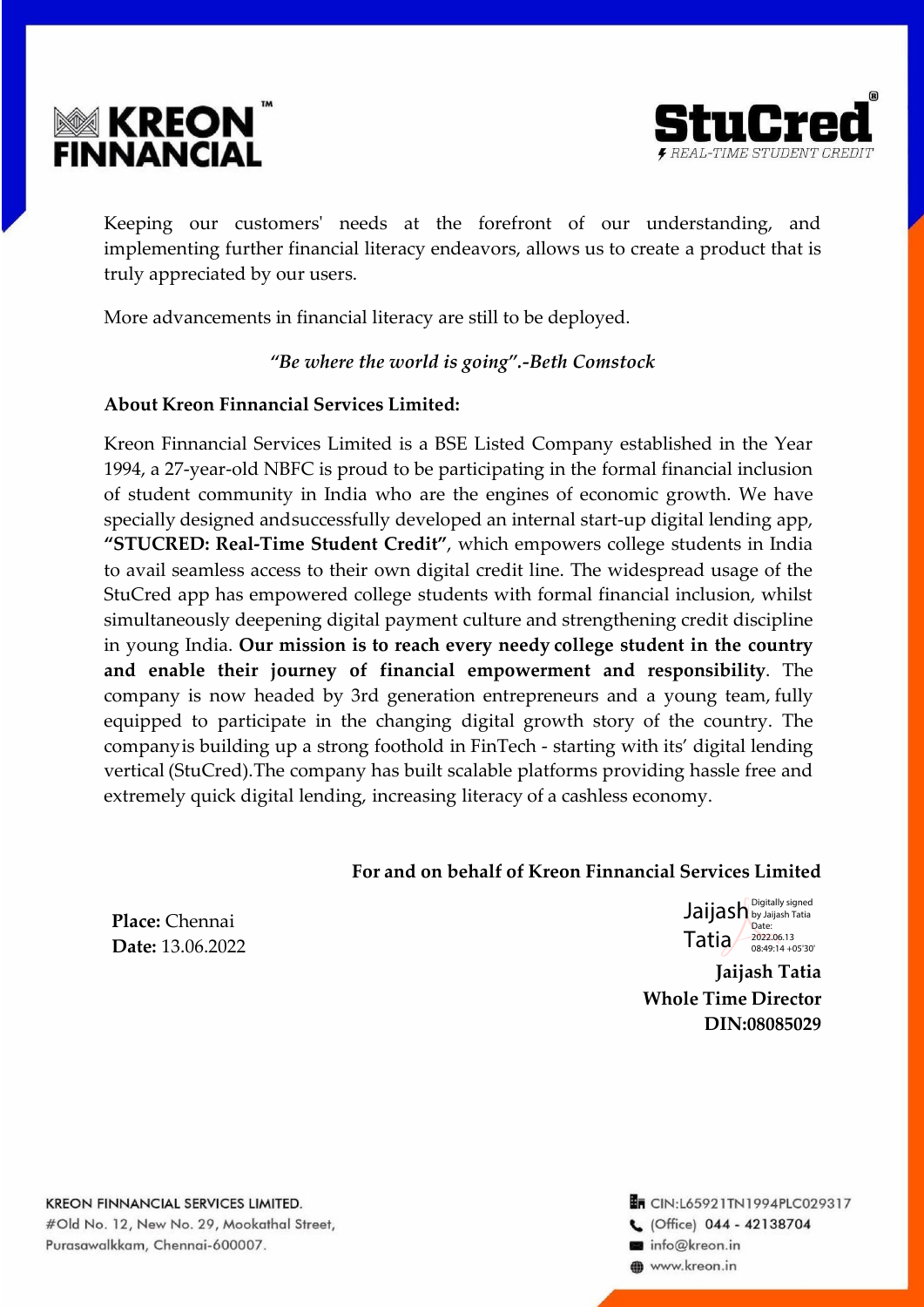Keeping our customers' needs at the forefront of our understanding, and implementing further financial literacy endeavors, allows us to create a product that is truly appreciated by our users.

More advancements in financial literacy are still to be deployed.

*"Be where the world is going".-Beth Comstock*

**About Kreon Finnancial Services Limited:**

Kreon Finnancial Services Limited is a BSE Listed Company established in the Year 1994, a 27-year-old NBFC is proud to be participating in the formal financial inclusion of student community in India who are the engines of economic growth. We have specially designed andsuccessfully developed an internal start-up digital lending app, **"STUCRED: Real-Time Student Credit"**, which empowers college students in India to avail seamless access to their own digital credit line. The widespread usage of the StuCred app has empowered college students with formal financial inclusion, whilst simultaneously deepening digital payment culture and strengthening credit discipline in young India. **Our mission is to reach every needy college student in the country and enable their journey of financial empowerment and responsibility**. The company is now headed by 3rd generation entrepreneurs and a young team, fully equipped to participate in the changing digital growth story of the country. The companyis building up a strong foothold in FinTech - starting with its' digital lending vertical (StuCred).The company has built scalable platforms providing hassle free and extremely quick digital lending, increasing literacy of a cashless economy.

**For and on behalf of Kreon Finnancial Services Limited**

Jaijash Tatia
Digitally signed by Jaijash Tatia
Date: 2022.06.13 08:49:14 +05'30'

**Place:** Chennai
**Date:** 13.06.2022

**Jaijash Tatia**
**Whole Time Director**
**DIN:08085029**